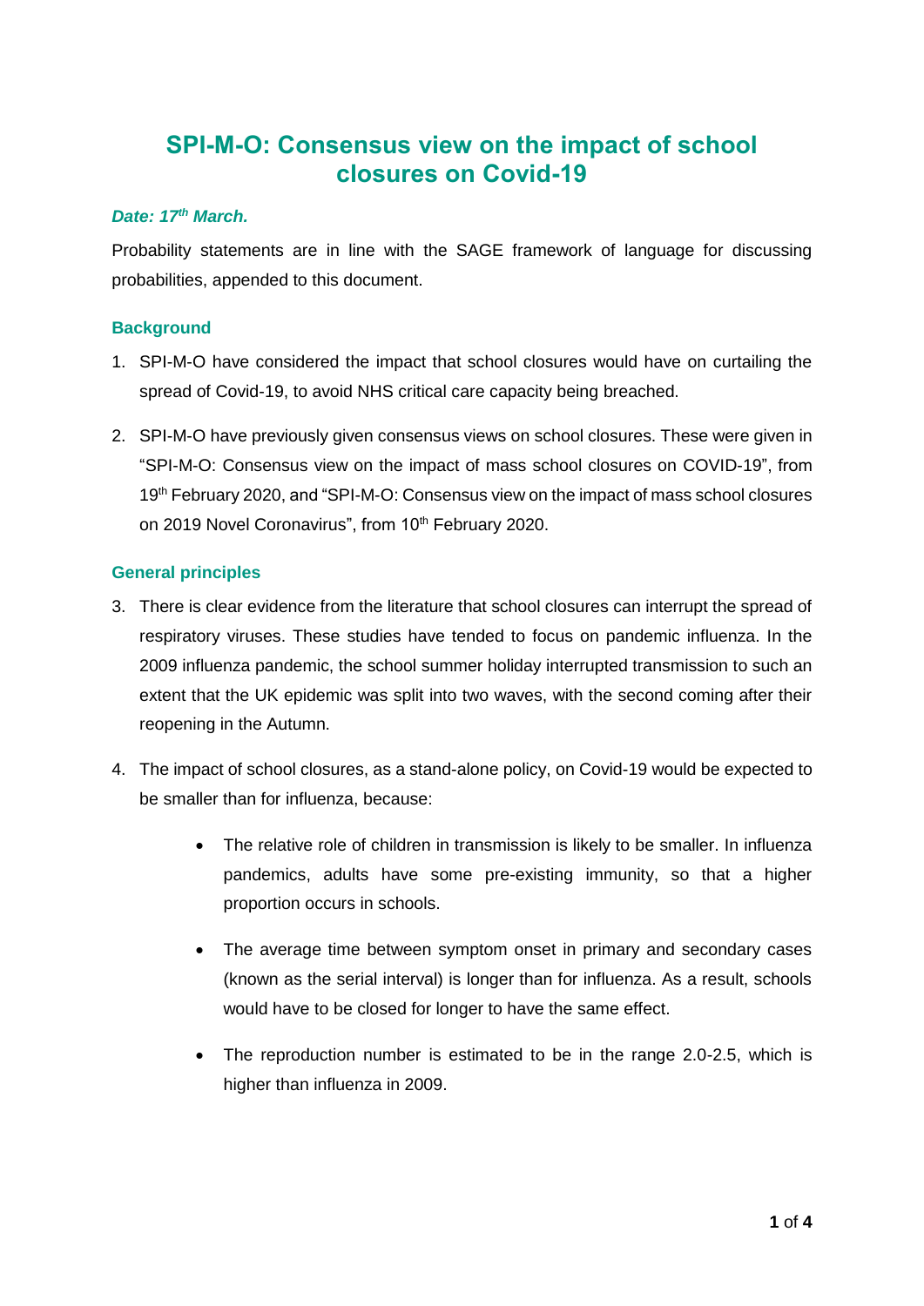# SPI-M-O: Consensus view on the impact of school closures on Covid-19

***Date: 17th March.***

Probability statements are in line with the SAGE framework of language for discussing probabilities, appended to this document.

## Background

1. SPI-M-O have considered the impact that school closures would have on curtailing the spread of Covid-19, to avoid NHS critical care capacity being breached.

2. SPI-M-O have previously given consensus views on school closures. These were given in "SPI-M-O: Consensus view on the impact of mass school closures on COVID-19", from 19th February 2020, and "SPI-M-O: Consensus view on the impact of mass school closures on 2019 Novel Coronavirus", from 10th February 2020.

## General principles

3. There is clear evidence from the literature that school closures can interrupt the spread of respiratory viruses. These studies have tended to focus on pandemic influenza. In the 2009 influenza pandemic, the school summer holiday interrupted transmission to such an extent that the UK epidemic was split into two waves, with the second coming after their reopening in the Autumn.

4. The impact of school closures, as a stand-alone policy, on Covid-19 would be expected to be smaller than for influenza, because:

    - The relative role of children in transmission is likely to be smaller. In influenza pandemics, adults have some pre-existing immunity, so that a higher proportion occurs in schools.

    - The average time between symptom onset in primary and secondary cases (known as the serial interval) is longer than for influenza. As a result, schools would have to be closed for longer to have the same effect.

    - The reproduction number is estimated to be in the range 2.0-2.5, which is higher than influenza in 2009.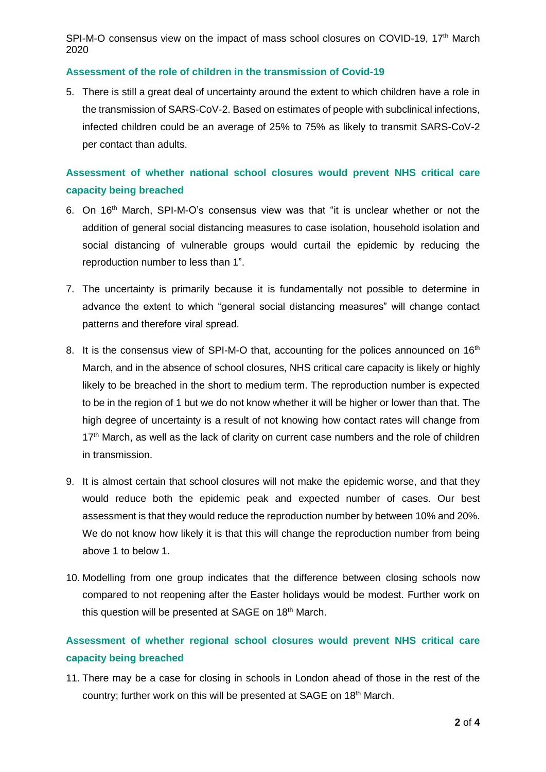### Assessment of the role of children in the transmission of Covid-19

5. There is still a great deal of uncertainty around the extent to which children have a role in the transmission of SARS-CoV-2. Based on estimates of people with subclinical infections, infected children could be an average of 25% to 75% as likely to transmit SARS-CoV-2 per contact than adults.

### Assessment of whether national school closures would prevent NHS critical care capacity being breached

6. On 16th March, SPI-M-O's consensus view was that "it is unclear whether or not the addition of general social distancing measures to case isolation, household isolation and social distancing of vulnerable groups would curtail the epidemic by reducing the reproduction number to less than 1".

7. The uncertainty is primarily because it is fundamentally not possible to determine in advance the extent to which "general social distancing measures" will change contact patterns and therefore viral spread.

8. It is the consensus view of SPI-M-O that, accounting for the polices announced on 16th March, and in the absence of school closures, NHS critical care capacity is likely or highly likely to be breached in the short to medium term. The reproduction number is expected to be in the region of 1 but we do not know whether it will be higher or lower than that. The high degree of uncertainty is a result of not knowing how contact rates will change from 17th March, as well as the lack of clarity on current case numbers and the role of children in transmission.

9. It is almost certain that school closures will not make the epidemic worse, and that they would reduce both the epidemic peak and expected number of cases. Our best assessment is that they would reduce the reproduction number by between 10% and 20%. We do not know how likely it is that this will change the reproduction number from being above 1 to below 1.

10. Modelling from one group indicates that the difference between closing schools now compared to not reopening after the Easter holidays would be modest. Further work on this question will be presented at SAGE on 18th March.

### Assessment of whether regional school closures would prevent NHS critical care capacity being breached

11. There may be a case for closing in schools in London ahead of those in the rest of the country; further work on this will be presented at SAGE on 18th March.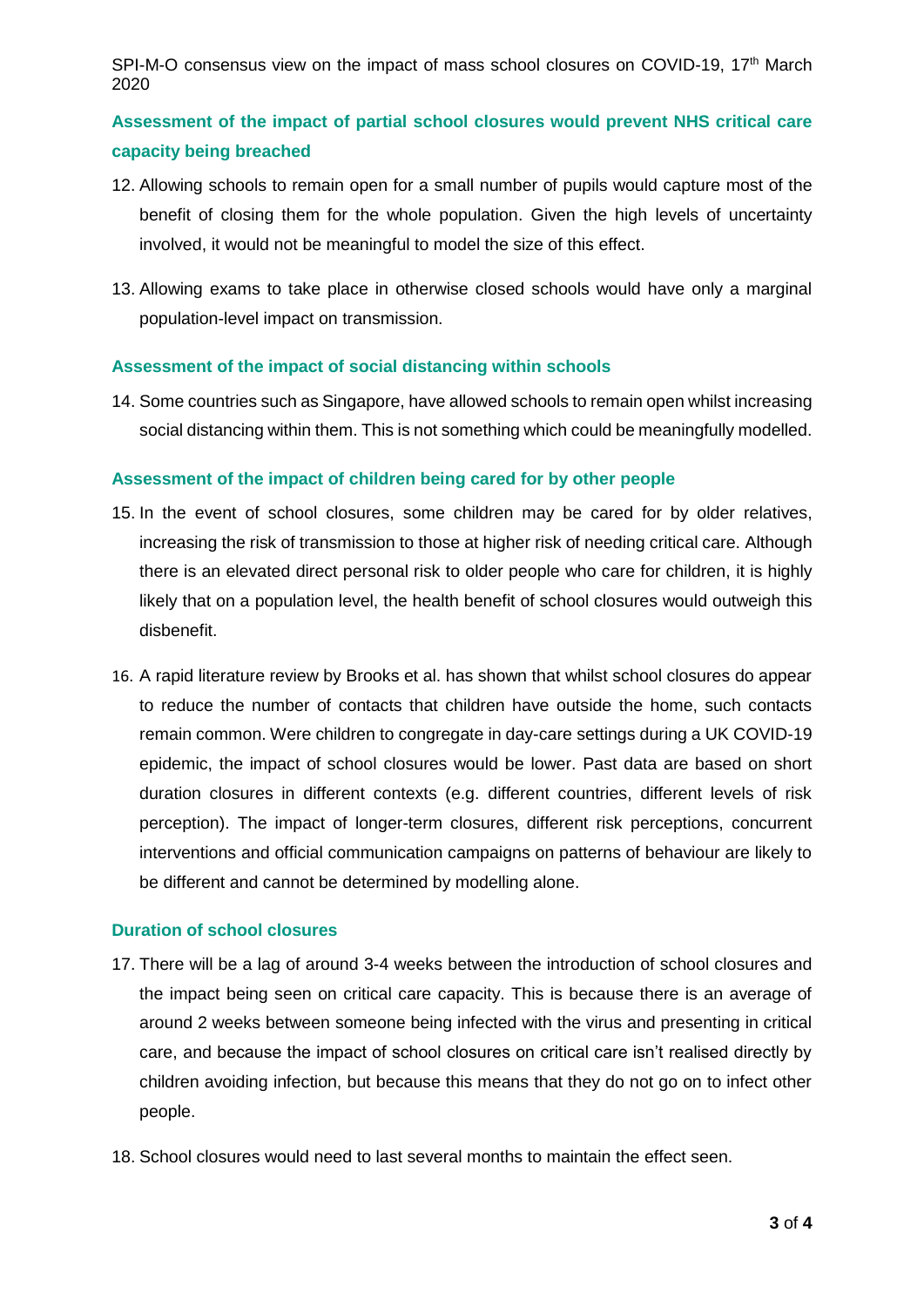### Assessment of the impact of partial school closures would prevent NHS critical care capacity being breached

12. Allowing schools to remain open for a small number of pupils would capture most of the benefit of closing them for the whole population. Given the high levels of uncertainty involved, it would not be meaningful to model the size of this effect.

13. Allowing exams to take place in otherwise closed schools would have only a marginal population-level impact on transmission.

### Assessment of the impact of social distancing within schools

14. Some countries such as Singapore, have allowed schools to remain open whilst increasing social distancing within them. This is not something which could be meaningfully modelled.

### Assessment of the impact of children being cared for by other people

15. In the event of school closures, some children may be cared for by older relatives, increasing the risk of transmission to those at higher risk of needing critical care. Although there is an elevated direct personal risk to older people who care for children, it is highly likely that on a population level, the health benefit of school closures would outweigh this disbenefit.

16. A rapid literature review by Brooks et al. has shown that whilst school closures do appear to reduce the number of contacts that children have outside the home, such contacts remain common. Were children to congregate in day-care settings during a UK COVID-19 epidemic, the impact of school closures would be lower. Past data are based on short duration closures in different contexts (e.g. different countries, different levels of risk perception). The impact of longer-term closures, different risk perceptions, concurrent interventions and official communication campaigns on patterns of behaviour are likely to be different and cannot be determined by modelling alone.

### Duration of school closures

17. There will be a lag of around 3-4 weeks between the introduction of school closures and the impact being seen on critical care capacity. This is because there is an average of around 2 weeks between someone being infected with the virus and presenting in critical care, and because the impact of school closures on critical care isn't realised directly by children avoiding infection, but because this means that they do not go on to infect other people.

18. School closures would need to last several months to maintain the effect seen.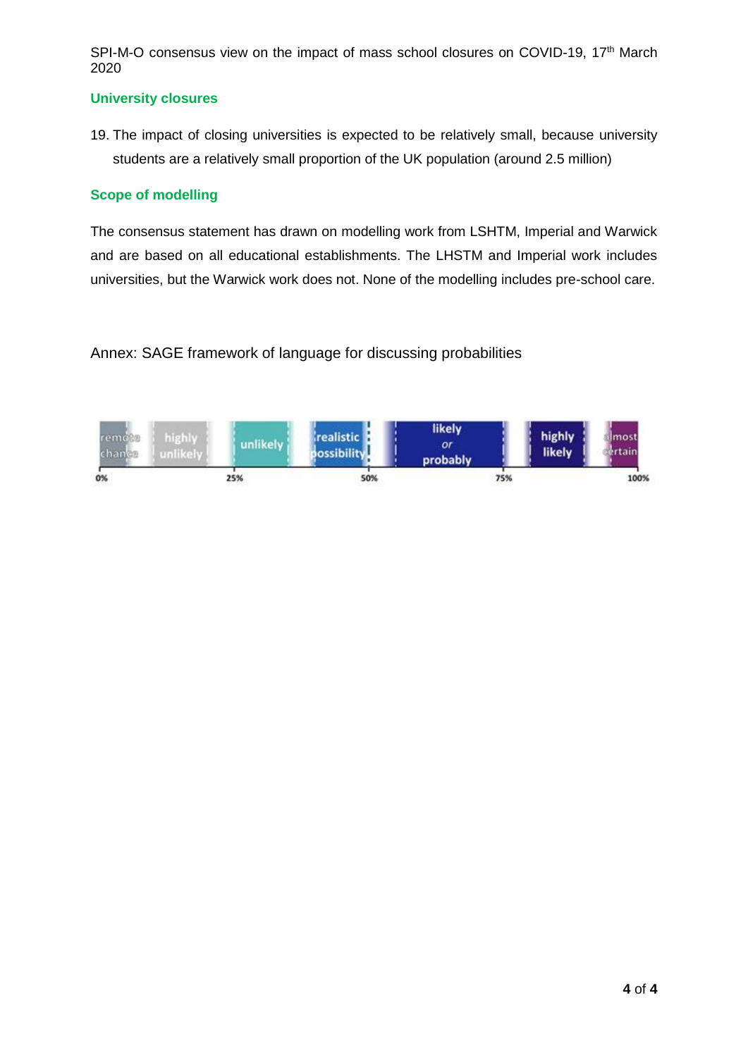## University closures

19. The impact of closing universities is expected to be relatively small, because university students are a relatively small proportion of the UK population (around 2.5 million)

## Scope of modelling

The consensus statement has drawn on modelling work from LSHTM, Imperial and Warwick and are based on all educational establishments. The LHSTM and Imperial work includes universities, but the Warwick work does not. None of the modelling includes pre-school care.

Annex: SAGE framework of language for discussing probabilities

remote chance
highly unlikely
unlikely
realistic possibility
likely or probably
highly likely
almost certain

0%
25%
50%
75%
100%